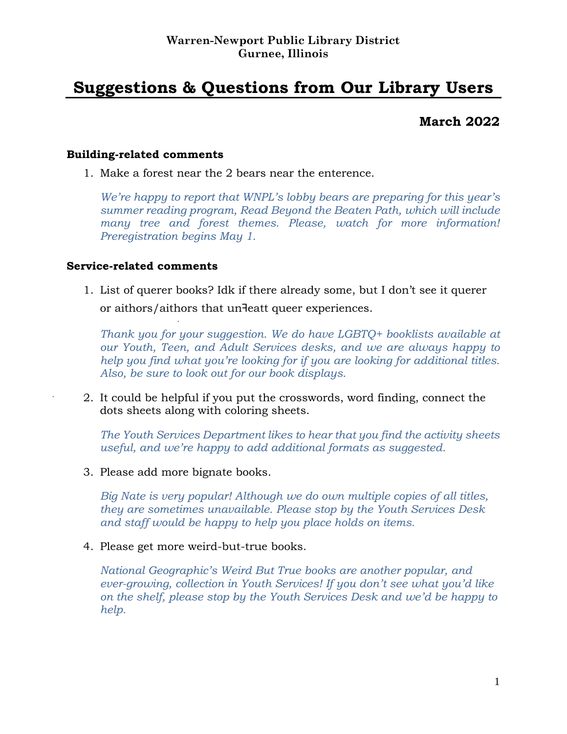**Warren-Newport Public Library District**
**Gurnee, Illinois**

# Suggestions & Questions from Our Library Users

## March 2022

### Building-related comments

1. Make a forest near the 2 bears near the enterence.

   *We're happy to report that WNPL's lobby bears are preparing for this year's summer reading program, Read Beyond the Beaten Path, which will include many tree and forest themes. Please, watch for more information! Preregistration begins May 1.*

### Service-related comments

1. List of querer books? Idk if there already some, but I don't see it querer or aithors/aithors that unꟻeatt queer experiences.

   *Thank you for your suggestion. We do have LGBTQ+ booklists available at our Youth, Teen, and Adult Services desks, and we are always happy to help you find what you're looking for if you are looking for additional titles. Also, be sure to look out for our book displays.*

2. It could be helpful if you put the crosswords, word finding, connect the dots sheets along with coloring sheets.

   *The Youth Services Department likes to hear that you find the activity sheets useful, and we're happy to add additional formats as suggested.*

3. Please add more bignate books.

   *Big Nate is very popular! Although we do own multiple copies of all titles, they are sometimes unavailable. Please stop by the Youth Services Desk and staff would be happy to help you place holds on items.*

4. Please get more weird-but-true books.

   *National Geographic's Weird But True books are another popular, and ever-growing, collection in Youth Services! If you don't see what you'd like on the shelf, please stop by the Youth Services Desk and we'd be happy to help.*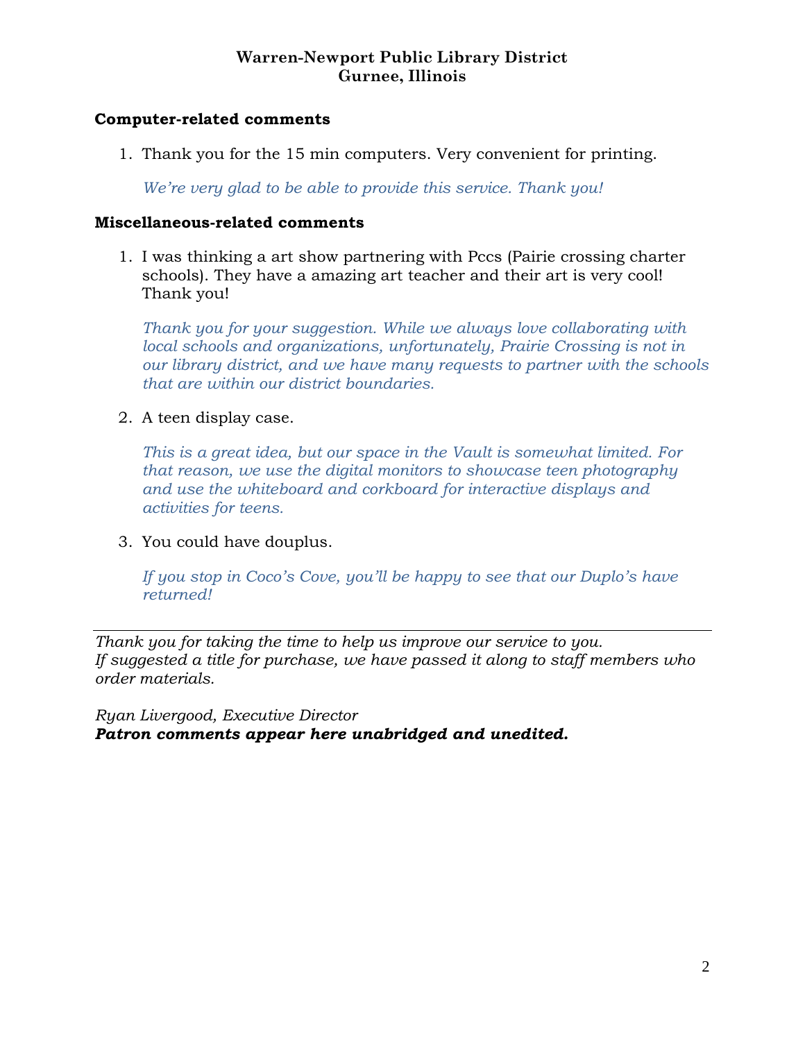**Warren-Newport Public Library District**
**Gurnee, Illinois**

### Computer-related comments

1. Thank you for the 15 min computers. Very convenient for printing.

   *We're very glad to be able to provide this service. Thank you!*

### Miscellaneous-related comments

1. I was thinking a art show partnering with Pccs (Pairie crossing charter schools). They have a amazing art teacher and their art is very cool! Thank you!

   *Thank you for your suggestion. While we always love collaborating with local schools and organizations, unfortunately, Prairie Crossing is not in our library district, and we have many requests to partner with the schools that are within our district boundaries.*

2. A teen display case.

   *This is a great idea, but our space in the Vault is somewhat limited. For that reason, we use the digital monitors to showcase teen photography and use the whiteboard and corkboard for interactive displays and activities for teens.*

3. You could have douplus.

   *If you stop in Coco's Cove, you'll be happy to see that our Duplo's have returned!*

---

*Thank you for taking the time to help us improve our service to you.*
*If suggested a title for purchase, we have passed it along to staff members who order materials.*

*Ryan Livergood, Executive Director*
***Patron comments appear here unabridged and unedited.***